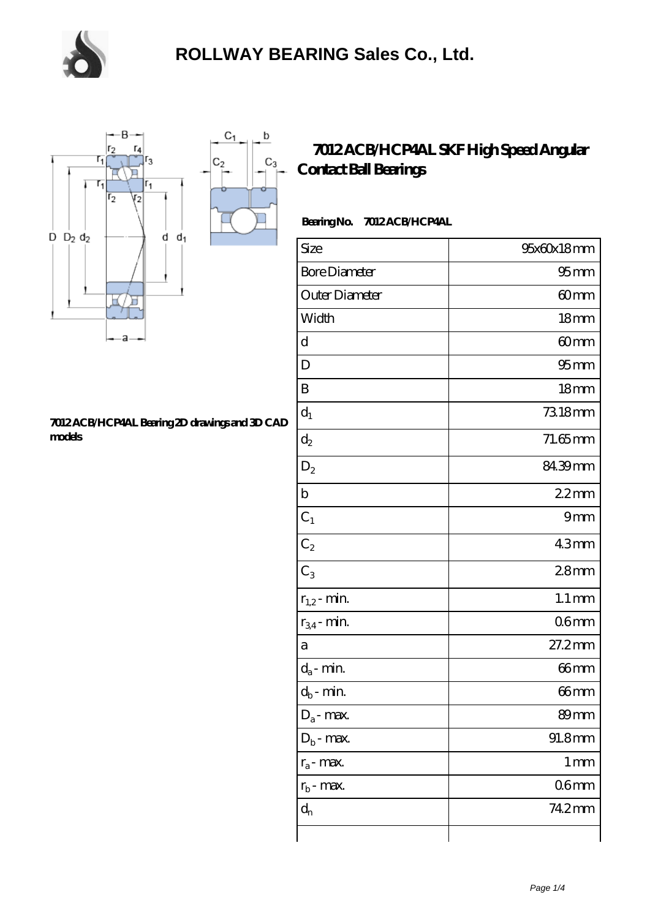# ROLLWAY BEARING Sales Co., Ltd.

## 7012 ACB/HCP4AL SKF High Speed Angular Contact Ball Bearings

**7012 ACB/HCP4AL Bearing 2D drawings and 3D CAD models**

**Bearing No. 7012 ACB/HCP4AL**

| Size | 95x60x18 mm |
|---|---|
| Bore Diameter | 95 mm |
| Outer Diameter | 60 mm |
| Width | 18 mm |
| d | 60 mm |
| D | 95 mm |
| B | 18 mm |
| $d_1$ | 73.18 mm |
| $d_2$ | 71.65 mm |
| $D_2$ | 84.39 mm |
| b | 2.2 mm |
| $C_1$ | 9 mm |
| $C_2$ | 4.3 mm |
| $C_3$ | 2.8 mm |
| $r_{1,2}$ - min. | 1.1 mm |
| $r_{3,4}$ - min. | 0.6 mm |
| a | 27.2 mm |
| $d_a$ - min. | 66 mm |
| $d_b$ - min. | 66 mm |
| $D_a$ - max. | 89 mm |
| $D_b$ - max. | 91.8 mm |
| $r_a$ - max. | 1 mm |
| $r_b$ - max. | 0.6 mm |
| $d_n$ | 74.2 mm |
| | |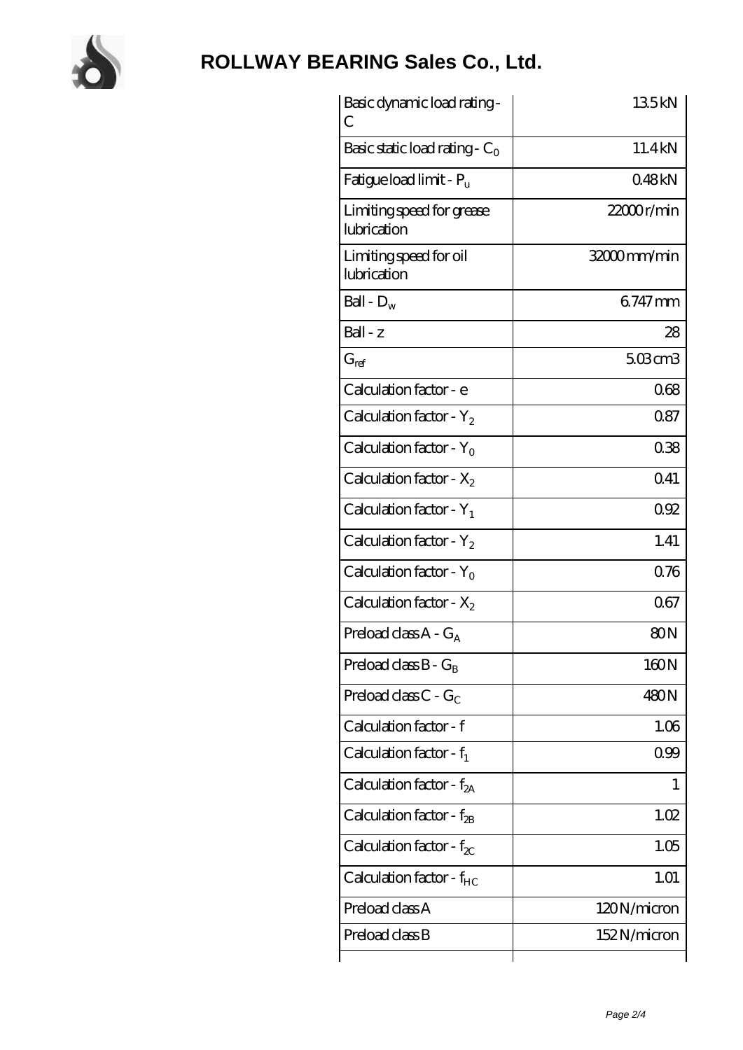# ROLLWAY BEARING Sales Co., Ltd.

| | |
|---|---|
| Basic dynamic load rating - C | 13.5 kN |
| Basic static load rating - $C_0$ | 11.4 kN |
| Fatigue load limit - $P_u$ | 0.48 kN |
| Limiting speed for grease lubrication | 22000 r/min |
| Limiting speed for oil lubrication | 32000 mm/min |
| Ball - $D_w$ | 6.747 mm |
| Ball - z | 28 |
| $G_{ref}$ | 5.03 cm3 |
| Calculation factor - e | 0.68 |
| Calculation factor - $Y_2$ | 0.87 |
| Calculation factor - $Y_0$ | 0.38 |
| Calculation factor - $X_2$ | 0.41 |
| Calculation factor - $Y_1$ | 0.92 |
| Calculation factor - $Y_2$ | 1.41 |
| Calculation factor - $Y_0$ | 0.76 |
| Calculation factor - $X_2$ | 0.67 |
| Preload class A - $G_A$ | 80 N |
| Preload class B - $G_B$ | 160 N |
| Preload class C - $G_C$ | 480 N |
| Calculation factor - f | 1.06 |
| Calculation factor - $f_1$ | 0.99 |
| Calculation factor - $f_{2A}$ | 1 |
| Calculation factor - $f_{2B}$ | 1.02 |
| Calculation factor - $f_{2C}$ | 1.05 |
| Calculation factor - $f_{HC}$ | 1.01 |
| Preload class A | 120 N/micron |
| Preload class B | 152 N/micron |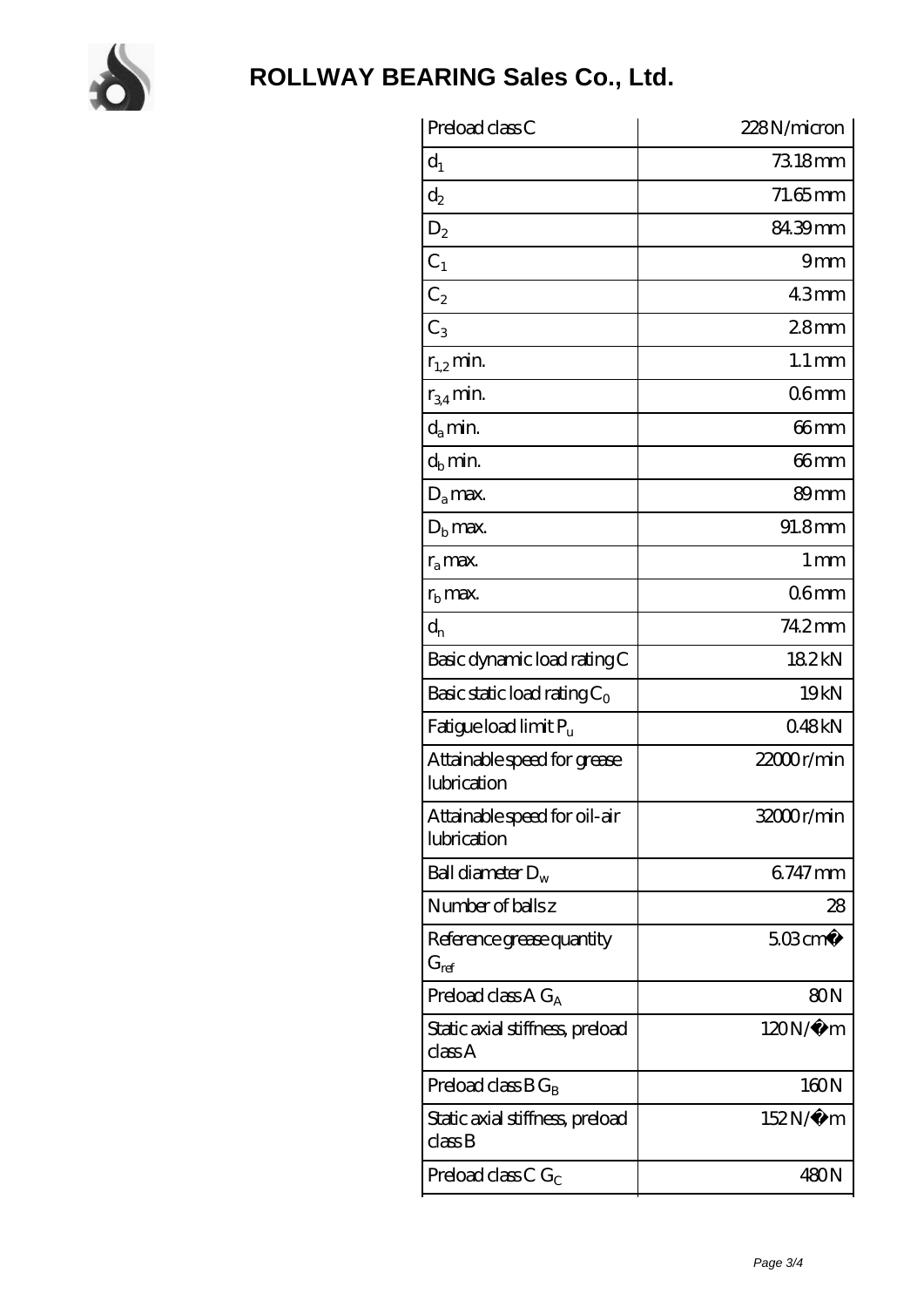## ROLLWAY BEARING Sales Co., Ltd.

| | |
|---|---|
| Preload class C | 228 N/micron |
| $d_1$ | 73.18 mm |
| $d_2$ | 71.65 mm |
| $D_2$ | 84.39 mm |
| $C_1$ | 9 mm |
| $C_2$ | 4.3 mm |
| $C_3$ | 2.8 mm |
| $r_{1,2}$ min. | 1.1 mm |
| $r_{3,4}$ min. | 0.6 mm |
| $d_a$ min. | 66 mm |
| $d_b$ min. | 66 mm |
| $D_a$ max. | 89 mm |
| $D_b$ max. | 91.8 mm |
| $r_a$ max. | 1 mm |
| $r_b$ max. | 0.6 mm |
| $d_n$ | 74.2 mm |
| Basic dynamic load rating C | 18.2 kN |
| Basic static load rating $C_0$ | 19 kN |
| Fatigue load limit $P_u$ | 0.48 kN |
| Attainable speed for grease lubrication | 22000 r/min |
| Attainable speed for oil-air lubrication | 32000 r/min |
| Ball diameter $D_w$ | 6.747 mm |
| Number of balls z | 28 |
| Reference grease quantity $G_{ref}$ | 5.03 cm� |
| Preload class A $G_A$ | 80 N |
| Static axial stiffness, preload class A | 120 N/�m |
| Preload class B $G_B$ | 160 N |
| Static axial stiffness, preload class B | 152 N/�m |
| Preload class C $G_C$ | 480 N |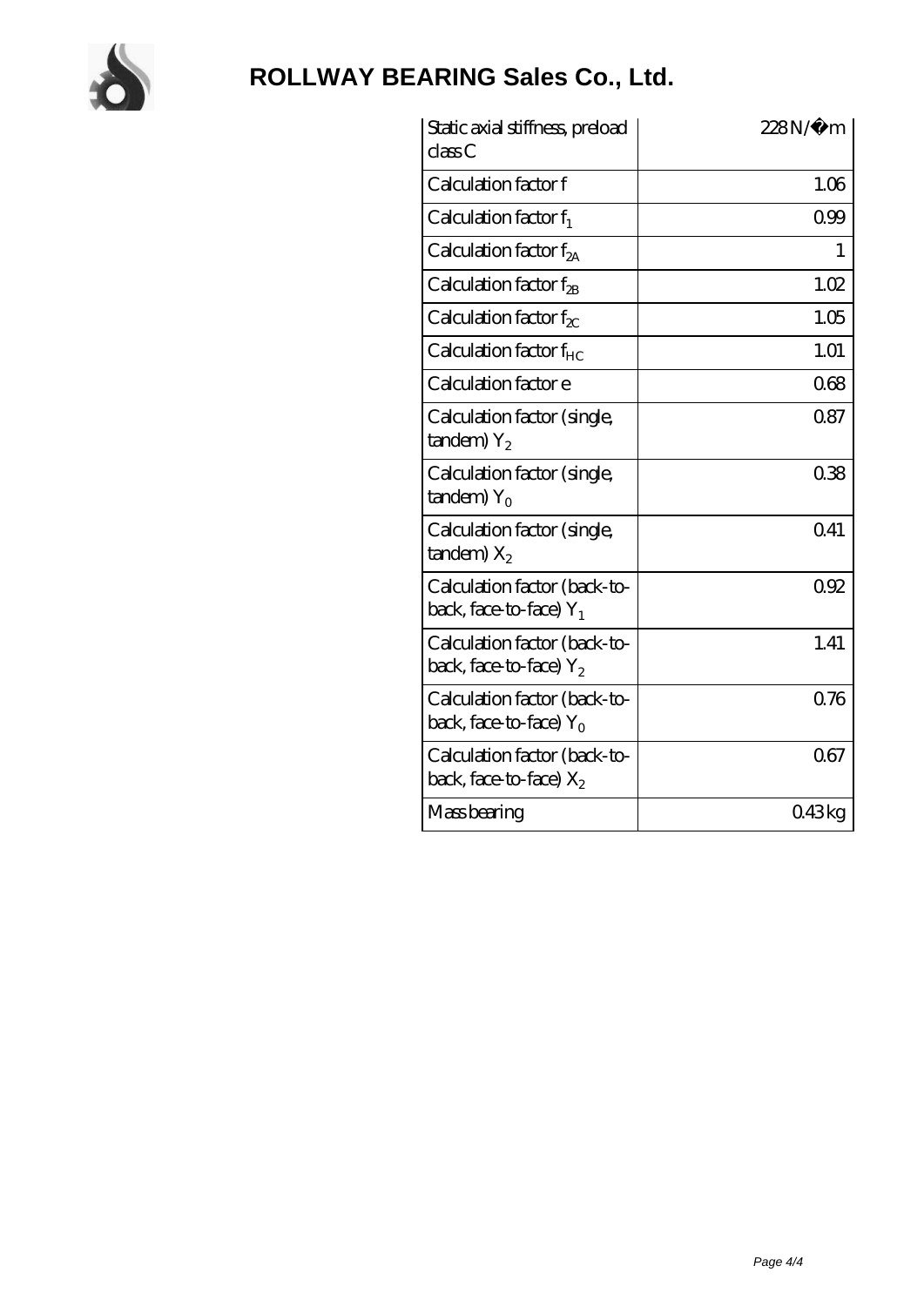# ROLLWAY BEARING Sales Co., Ltd.

| | |
|---|---|
| Static axial stiffness, preload class C | 228 N/�m |
| Calculation factor f | 1.06 |
| Calculation factor $f_1$ | 0.99 |
| Calculation factor $f_{2A}$ | 1 |
| Calculation factor $f_{2B}$ | 1.02 |
| Calculation factor $f_{2C}$ | 1.05 |
| Calculation factor $f_{HC}$ | 1.01 |
| Calculation factor e | 0.68 |
| Calculation factor (single, tandem) $Y_2$ | 0.87 |
| Calculation factor (single, tandem) $Y_0$ | 0.38 |
| Calculation factor (single, tandem) $X_2$ | 0.41 |
| Calculation factor (back-to-back, face-to-face) $Y_1$ | 0.92 |
| Calculation factor (back-to-back, face-to-face) $Y_2$ | 1.41 |
| Calculation factor (back-to-back, face-to-face) $Y_0$ | 0.76 |
| Calculation factor (back-to-back, face-to-face) $X_2$ | 0.67 |
| Mass bearing | 0.43 kg |